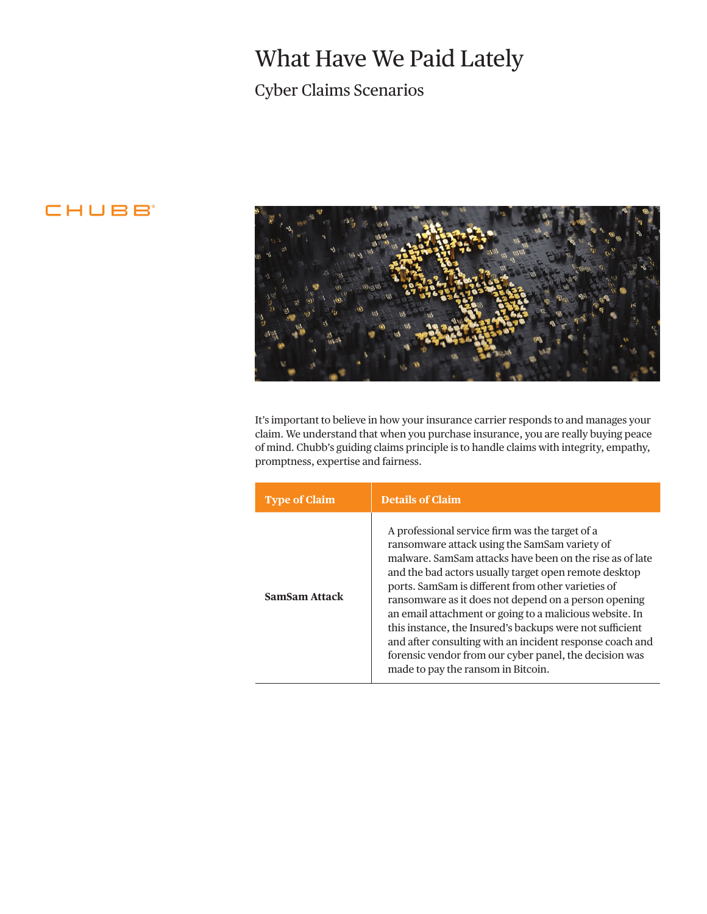# What Have We Paid Lately

## Cyber Claims Scenarios

CHUBB®

It's important to believe in how your insurance carrier responds to and manages your claim. We understand that when you purchase insurance, you are really buying peace of mind. Chubb's guiding claims principle is to handle claims with integrity, empathy, promptness, expertise and fairness.

| Type of Claim | Details of Claim |
|---|---|
| **SamSam Attack** | A professional service firm was the target of a ransomware attack using the SamSam variety of malware. SamSam attacks have been on the rise as of late and the bad actors usually target open remote desktop ports. SamSam is different from other varieties of ransomware as it does not depend on a person opening an email attachment or going to a malicious website. In this instance, the Insured's backups were not sufficient and after consulting with an incident response coach and forensic vendor from our cyber panel, the decision was made to pay the ransom in Bitcoin. |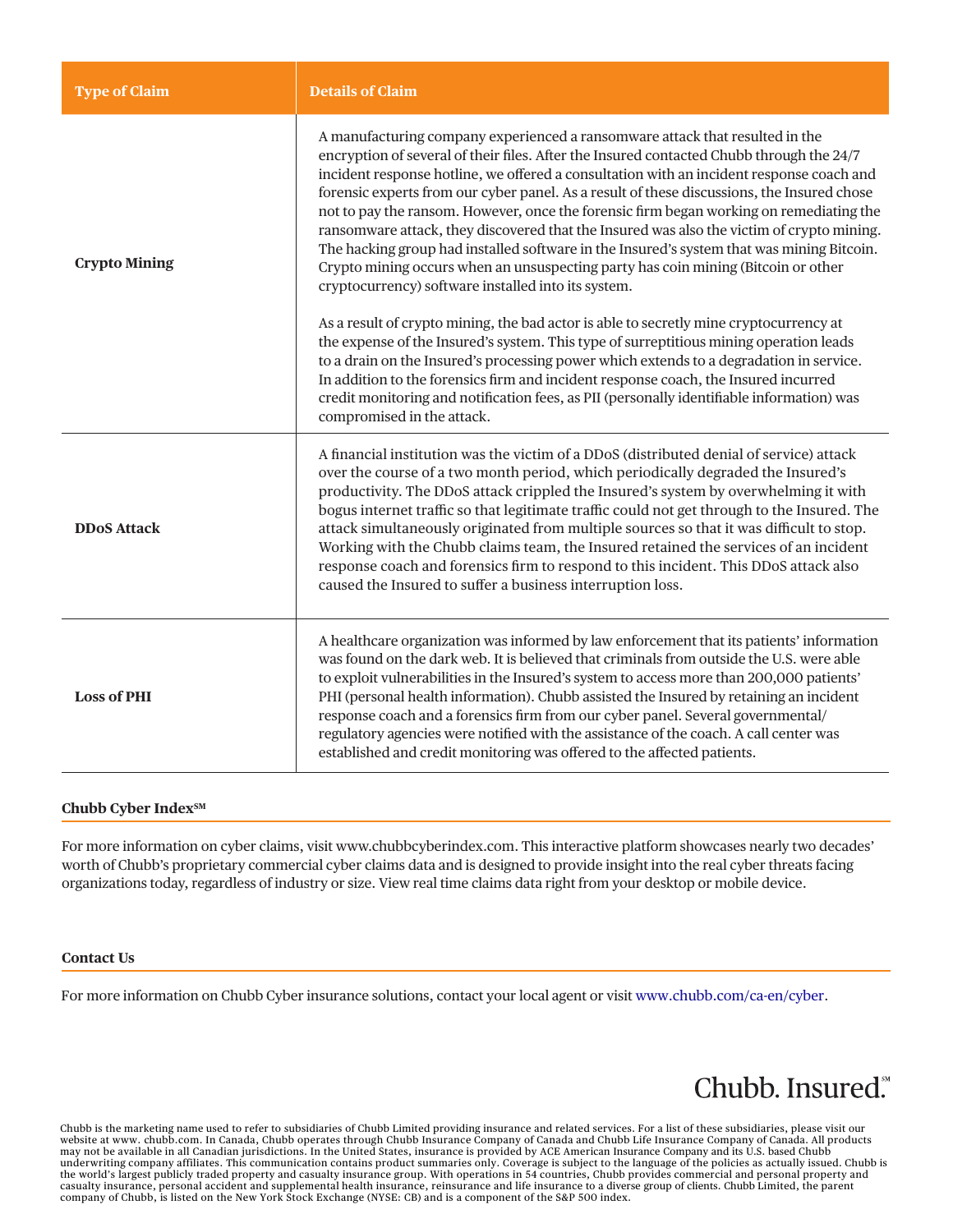| Type of Claim | Details of Claim |
|---|---|
| **Crypto Mining** | A manufacturing company experienced a ransomware attack that resulted in the encryption of several of their files. After the Insured contacted Chubb through the 24/7 incident response hotline, we offered a consultation with an incident response coach and forensic experts from our cyber panel. As a result of these discussions, the Insured chose not to pay the ransom. However, once the forensic firm began working on remediating the ransomware attack, they discovered that the Insured was also the victim of crypto mining. The hacking group had installed software in the Insured's system that was mining Bitcoin. Crypto mining occurs when an unsuspecting party has coin mining (Bitcoin or other cryptocurrency) software installed into its system.<br><br>As a result of crypto mining, the bad actor is able to secretly mine cryptocurrency at the expense of the Insured's system. This type of surreptitious mining operation leads to a drain on the Insured's processing power which extends to a degradation in service. In addition to the forensics firm and incident response coach, the Insured incurred credit monitoring and notification fees, as PII (personally identifiable information) was compromised in the attack. |
| **DDoS Attack** | A financial institution was the victim of a DDoS (distributed denial of service) attack over the course of a two month period, which periodically degraded the Insured's productivity. The DDoS attack crippled the Insured's system by overwhelming it with bogus internet traffic so that legitimate traffic could not get through to the Insured. The attack simultaneously originated from multiple sources so that it was difficult to stop. Working with the Chubb claims team, the Insured retained the services of an incident response coach and forensics firm to respond to this incident. This DDoS attack also caused the Insured to suffer a business interruption loss. |
| **Loss of PHI** | A healthcare organization was informed by law enforcement that its patients' information was found on the dark web. It is believed that criminals from outside the U.S. were able to exploit vulnerabilities in the Insured's system to access more than 200,000 patients' PHI (personal health information). Chubb assisted the Insured by retaining an incident response coach and a forensics firm from our cyber panel. Several governmental/ regulatory agencies were notified with the assistance of the coach. A call center was established and credit monitoring was offered to the affected patients. |

### Chubb Cyber Index℠

For more information on cyber claims, visit www.chubbcyberindex.com. This interactive platform showcases nearly two decades' worth of Chubb's proprietary commercial cyber claims data and is designed to provide insight into the real cyber threats facing organizations today, regardless of industry or size. View real time claims data right from your desktop or mobile device.

### Contact Us

For more information on Chubb Cyber insurance solutions, contact your local agent or visit www.chubb.com/ca-en/cyber.

Chubb. Insured.℠

Chubb is the marketing name used to refer to subsidiaries of Chubb Limited providing insurance and related services. For a list of these subsidiaries, please visit our website at www. chubb.com. In Canada, Chubb operates through Chubb Insurance Company of Canada and Chubb Life Insurance Company of Canada. All products may not be available in all Canadian jurisdictions. In the United States, insurance is provided by ACE American Insurance Company and its U.S. based Chubb underwriting company affiliates. This communication contains product summaries only. Coverage is subject to the language of the policies as actually issued. Chubb is the world's largest publicly traded property and casualty insurance group. With operations in 54 countries, Chubb provides commercial and personal property and casualty insurance, personal accident and supplemental health insurance, reinsurance and life insurance to a diverse group of clients. Chubb Limited, the parent company of Chubb, is listed on the New York Stock Exchange (NYSE: CB) and is a component of the S&P 500 index.